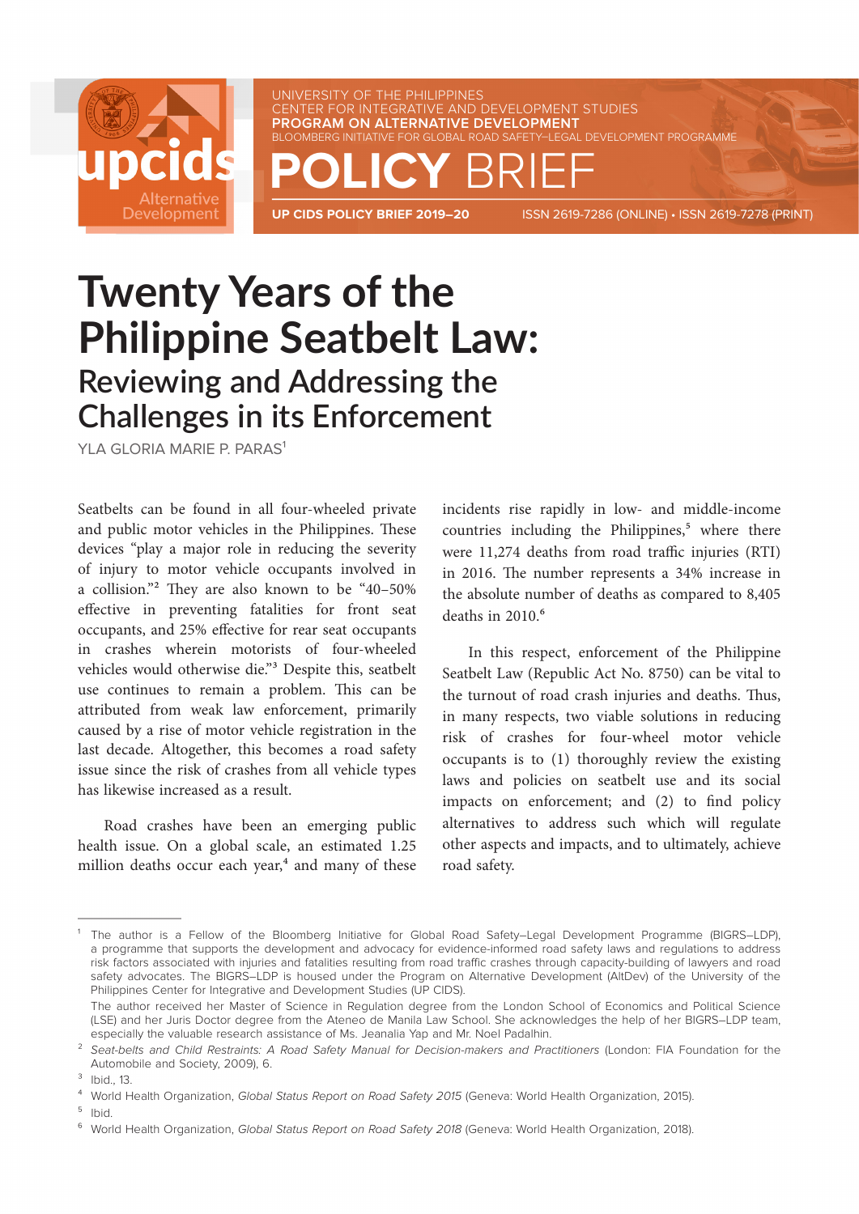UNIVERSITY OF THE PHILIPPINES
CENTER FOR INTEGRATIVE AND DEVELOPMENT STUDIES
**PROGRAM ON ALTERNATIVE DEVELOPMENT**
BLOOMBERG INITIATIVE FOR GLOBAL ROAD SAFETY–LEGAL DEVELOPMENT PROGRAMME

**POLICY** BRIEF

**UP CIDS POLICY BRIEF 2019–20** ISSN 2619-7286 (ONLINE) • ISSN 2619-7278 (PRINT)

# Twenty Years of the Philippine Seatbelt Law:

## Reviewing and Addressing the Challenges in its Enforcement

YLA GLORIA MARIE P. PARAS[1]

Seatbelts can be found in all four-wheeled private and public motor vehicles in the Philippines. These devices "play a major role in reducing the severity of injury to motor vehicle occupants involved in a collision."[2] They are also known to be "40–50% effective in preventing fatalities for front seat occupants, and 25% effective for rear seat occupants in crashes wherein motorists of four-wheeled vehicles would otherwise die."[3] Despite this, seatbelt use continues to remain a problem. This can be attributed from weak law enforcement, primarily caused by a rise of motor vehicle registration in the last decade. Altogether, this becomes a road safety issue since the risk of crashes from all vehicle types has likewise increased as a result.

Road crashes have been an emerging public health issue. On a global scale, an estimated 1.25 million deaths occur each year,[4] and many of these incidents rise rapidly in low- and middle-income countries including the Philippines,[5] where there were 11,274 deaths from road traffic injuries (RTI) in 2016. The number represents a 34% increase in the absolute number of deaths as compared to 8,405 deaths in 2010.[6]

In this respect, enforcement of the Philippine Seatbelt Law (Republic Act No. 8750) can be vital to the turnout of road crash injuries and deaths. Thus, in many respects, two viable solutions in reducing risk of crashes for four-wheel motor vehicle occupants is to (1) thoroughly review the existing laws and policies on seatbelt use and its social impacts on enforcement; and (2) to find policy alternatives to address such which will regulate other aspects and impacts, and to ultimately, achieve road safety.

---

[1] The author is a Fellow of the Bloomberg Initiative for Global Road Safety–Legal Development Programme (BIGRS–LDP), a programme that supports the development and advocacy for evidence-informed road safety laws and regulations to address risk factors associated with injuries and fatalities resulting from road traffic crashes through capacity-building of lawyers and road safety advocates. The BIGRS–LDP is housed under the Program on Alternative Development (AltDev) of the University of the Philippines Center for Integrative and Development Studies (UP CIDS).

The author received her Master of Science in Regulation degree from the London School of Economics and Political Science (LSE) and her Juris Doctor degree from the Ateneo de Manila Law School. She acknowledges the help of her BIGRS–LDP team, especially the valuable research assistance of Ms. Jeanalia Yap and Mr. Noel Padalhin.

[2] *Seat-belts and Child Restraints: A Road Safety Manual for Decision-makers and Practitioners* (London: FIA Foundation for the Automobile and Society, 2009), 6.

[3] Ibid., 13.

[4] World Health Organization, *Global Status Report on Road Safety 2015* (Geneva: World Health Organization, 2015).

[5] Ibid.

[6] World Health Organization, *Global Status Report on Road Safety 2018* (Geneva: World Health Organization, 2018).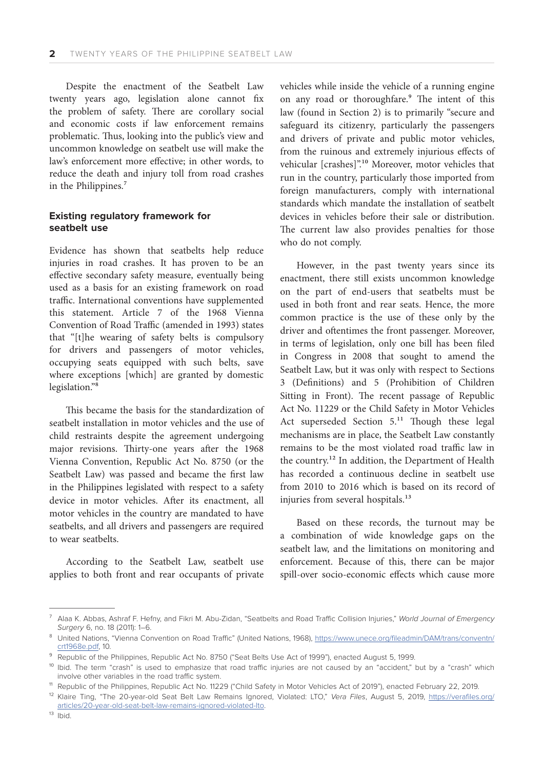Despite the enactment of the Seatbelt Law twenty years ago, legislation alone cannot fix the problem of safety. There are corollary social and economic costs if law enforcement remains problematic. Thus, looking into the public's view and uncommon knowledge on seatbelt use will make the law's enforcement more effective; in other words, to reduce the death and injury toll from road crashes in the Philippines.[7]

### Existing regulatory framework for seatbelt use

Evidence has shown that seatbelts help reduce injuries in road crashes. It has proven to be an effective secondary safety measure, eventually being used as a basis for an existing framework on road traffic. International conventions have supplemented this statement. Article 7 of the 1968 Vienna Convention of Road Traffic (amended in 1993) states that "[t]he wearing of safety belts is compulsory for drivers and passengers of motor vehicles, occupying seats equipped with such belts, save where exceptions [which] are granted by domestic legislation."[8]

This became the basis for the standardization of seatbelt installation in motor vehicles and the use of child restraints despite the agreement undergoing major revisions. Thirty-one years after the 1968 Vienna Convention, Republic Act No. 8750 (or the Seatbelt Law) was passed and became the first law in the Philippines legislated with respect to a safety device in motor vehicles. After its enactment, all motor vehicles in the country are mandated to have seatbelts, and all drivers and passengers are required to wear seatbelts.

According to the Seatbelt Law, seatbelt use applies to both front and rear occupants of private vehicles while inside the vehicle of a running engine on any road or thoroughfare.[9] The intent of this law (found in Section 2) is to primarily "secure and safeguard its citizenry, particularly the passengers and drivers of private and public motor vehicles, from the ruinous and extremely injurious effects of vehicular [crashes]".[10] Moreover, motor vehicles that run in the country, particularly those imported from foreign manufacturers, comply with international standards which mandate the installation of seatbelt devices in vehicles before their sale or distribution. The current law also provides penalties for those who do not comply.

However, in the past twenty years since its enactment, there still exists uncommon knowledge on the part of end-users that seatbelts must be used in both front and rear seats. Hence, the more common practice is the use of these only by the driver and oftentimes the front passenger. Moreover, in terms of legislation, only one bill has been filed in Congress in 2008 that sought to amend the Seatbelt Law, but it was only with respect to Sections 3 (Definitions) and 5 (Prohibition of Children Sitting in Front). The recent passage of Republic Act No. 11229 or the Child Safety in Motor Vehicles Act superseded Section 5.[11] Though these legal mechanisms are in place, the Seatbelt Law constantly remains to be the most violated road traffic law in the country.[12] In addition, the Department of Health has recorded a continuous decline in seatbelt use from 2010 to 2016 which is based on its record of injuries from several hospitals.[13]

Based on these records, the turnout may be a combination of wide knowledge gaps on the seatbelt law, and the limitations on monitoring and enforcement. Because of this, there can be major spill-over socio-economic effects which cause more

---

[7] Alaa K. Abbas, Ashraf F. Hefny, and Fikri M. Abu-Zidan, "Seatbelts and Road Traffic Collision Injuries," *World Journal of Emergency Surgery* 6, no. 18 (2011): 1–6.

[8] United Nations, "Vienna Convention on Road Traffic" (United Nations, 1968), https://www.unece.org/fileadmin/DAM/trans/conventn/crt1968e.pdf, 10.

[9] Republic of the Philippines, Republic Act No. 8750 ("Seat Belts Use Act of 1999"), enacted August 5, 1999.

[10] Ibid. The term "crash" is used to emphasize that road traffic injuries are not caused by an "accident," but by a "crash" which involve other variables in the road traffic system.

[11] Republic of the Philippines, Republic Act No. 11229 ("Child Safety in Motor Vehicles Act of 2019"), enacted February 22, 2019.

[12] Klaire Ting, "The 20-year-old Seat Belt Law Remains Ignored, Violated: LTO," *Vera Files*, August 5, 2019, https://verafiles.org/articles/20-year-old-seat-belt-law-remains-ignored-violated-lto.

[13] Ibid.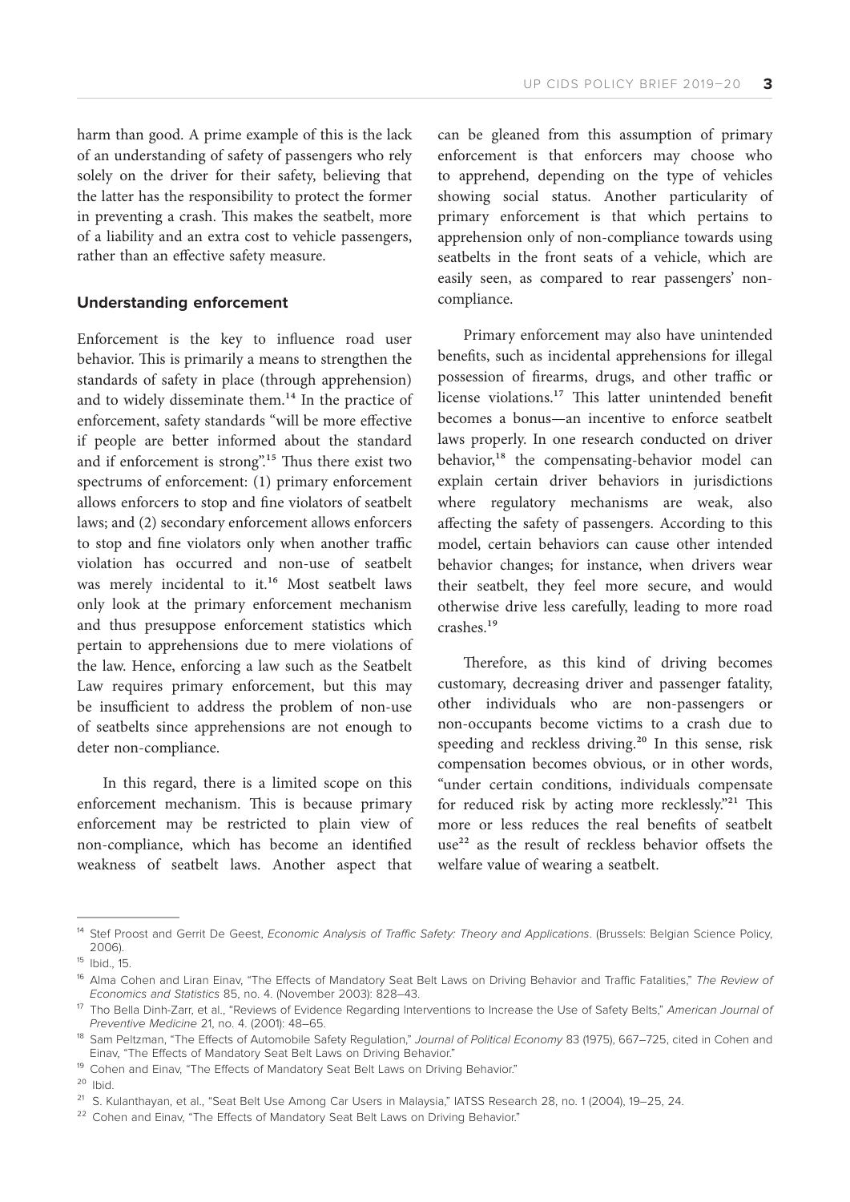harm than good. A prime example of this is the lack of an understanding of safety of passengers who rely solely on the driver for their safety, believing that the latter has the responsibility to protect the former in preventing a crash. This makes the seatbelt, more of a liability and an extra cost to vehicle passengers, rather than an effective safety measure.

### Understanding enforcement

Enforcement is the key to influence road user behavior. This is primarily a means to strengthen the standards of safety in place (through apprehension) and to widely disseminate them.[14] In the practice of enforcement, safety standards "will be more effective if people are better informed about the standard and if enforcement is strong".[15] Thus there exist two spectrums of enforcement: (1) primary enforcement allows enforcers to stop and fine violators of seatbelt laws; and (2) secondary enforcement allows enforcers to stop and fine violators only when another traffic violation has occurred and non-use of seatbelt was merely incidental to it.[16] Most seatbelt laws only look at the primary enforcement mechanism and thus presuppose enforcement statistics which pertain to apprehensions due to mere violations of the law. Hence, enforcing a law such as the Seatbelt Law requires primary enforcement, but this may be insufficient to address the problem of non-use of seatbelts since apprehensions are not enough to deter non-compliance.

In this regard, there is a limited scope on this enforcement mechanism. This is because primary enforcement may be restricted to plain view of non-compliance, which has become an identified weakness of seatbelt laws. Another aspect that can be gleaned from this assumption of primary enforcement is that enforcers may choose who to apprehend, depending on the type of vehicles showing social status. Another particularity of primary enforcement is that which pertains to apprehension only of non-compliance towards using seatbelts in the front seats of a vehicle, which are easily seen, as compared to rear passengers' non-compliance.

Primary enforcement may also have unintended benefits, such as incidental apprehensions for illegal possession of firearms, drugs, and other traffic or license violations.[17] This latter unintended benefit becomes a bonus—an incentive to enforce seatbelt laws properly. In one research conducted on driver behavior,[18] the compensating-behavior model can explain certain driver behaviors in jurisdictions where regulatory mechanisms are weak, also affecting the safety of passengers. According to this model, certain behaviors can cause other intended behavior changes; for instance, when drivers wear their seatbelt, they feel more secure, and would otherwise drive less carefully, leading to more road crashes.[19]

Therefore, as this kind of driving becomes customary, decreasing driver and passenger fatality, other individuals who are non-passengers or non-occupants become victims to a crash due to speeding and reckless driving.[20] In this sense, risk compensation becomes obvious, or in other words, "under certain conditions, individuals compensate for reduced risk by acting more recklessly."[21] This more or less reduces the real benefits of seatbelt use[22] as the result of reckless behavior offsets the welfare value of wearing a seatbelt.

---

[14] Stef Proost and Gerrit De Geest, *Economic Analysis of Traffic Safety: Theory and Applications*. (Brussels: Belgian Science Policy, 2006).

[15] Ibid., 15.

[16] Alma Cohen and Liran Einav, "The Effects of Mandatory Seat Belt Laws on Driving Behavior and Traffic Fatalities," *The Review of Economics and Statistics* 85, no. 4. (November 2003): 828–43.

[17] Tho Bella Dinh-Zarr, et al., "Reviews of Evidence Regarding Interventions to Increase the Use of Safety Belts," *American Journal of Preventive Medicine* 21, no. 4. (2001): 48–65.

[18] Sam Peltzman, "The Effects of Automobile Safety Regulation," *Journal of Political Economy* 83 (1975), 667–725, cited in Cohen and Einav, "The Effects of Mandatory Seat Belt Laws on Driving Behavior."

[19] Cohen and Einav, "The Effects of Mandatory Seat Belt Laws on Driving Behavior."

[20] Ibid.

[21] S. Kulanthayan, et al., "Seat Belt Use Among Car Users in Malaysia," IATSS Research 28, no. 1 (2004), 19–25, 24.

[22] Cohen and Einav, "The Effects of Mandatory Seat Belt Laws on Driving Behavior."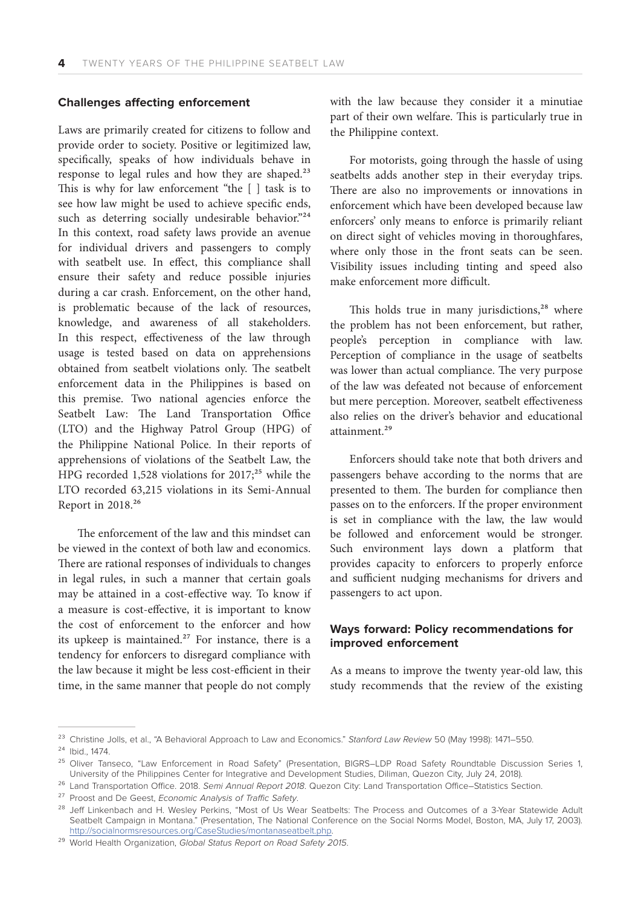### Challenges affecting enforcement

Laws are primarily created for citizens to follow and provide order to society. Positive or legitimized law, specifically, speaks of how individuals behave in response to legal rules and how they are shaped.[23] This is why for law enforcement "the [ ] task is to see how law might be used to achieve specific ends, such as deterring socially undesirable behavior."[24] In this context, road safety laws provide an avenue for individual drivers and passengers to comply with seatbelt use. In effect, this compliance shall ensure their safety and reduce possible injuries during a car crash. Enforcement, on the other hand, is problematic because of the lack of resources, knowledge, and awareness of all stakeholders. In this respect, effectiveness of the law through usage is tested based on data on apprehensions obtained from seatbelt violations only. The seatbelt enforcement data in the Philippines is based on this premise. Two national agencies enforce the Seatbelt Law: The Land Transportation Office (LTO) and the Highway Patrol Group (HPG) of the Philippine National Police. In their reports of apprehensions of violations of the Seatbelt Law, the HPG recorded 1,528 violations for 2017;[25] while the LTO recorded 63,215 violations in its Semi-Annual Report in 2018.[26]

The enforcement of the law and this mindset can be viewed in the context of both law and economics. There are rational responses of individuals to changes in legal rules, in such a manner that certain goals may be attained in a cost-effective way. To know if a measure is cost-effective, it is important to know the cost of enforcement to the enforcer and how its upkeep is maintained.[27] For instance, there is a tendency for enforcers to disregard compliance with the law because it might be less cost-efficient in their time, in the same manner that people do not comply with the law because they consider it a minutiae part of their own welfare. This is particularly true in the Philippine context.

For motorists, going through the hassle of using seatbelts adds another step in their everyday trips. There are also no improvements or innovations in enforcement which have been developed because law enforcers' only means to enforce is primarily reliant on direct sight of vehicles moving in thoroughfares, where only those in the front seats can be seen. Visibility issues including tinting and speed also make enforcement more difficult.

This holds true in many jurisdictions,[28] where the problem has not been enforcement, but rather, people's perception in compliance with law. Perception of compliance in the usage of seatbelts was lower than actual compliance. The very purpose of the law was defeated not because of enforcement but mere perception. Moreover, seatbelt effectiveness also relies on the driver's behavior and educational attainment.[29]

Enforcers should take note that both drivers and passengers behave according to the norms that are presented to them. The burden for compliance then passes on to the enforcers. If the proper environment is set in compliance with the law, the law would be followed and enforcement would be stronger. Such environment lays down a platform that provides capacity to enforcers to properly enforce and sufficient nudging mechanisms for drivers and passengers to act upon.

### Ways forward: Policy recommendations for improved enforcement

As a means to improve the twenty year-old law, this study recommends that the review of the existing

---

[23] Christine Jolls, et al., "A Behavioral Approach to Law and Economics." *Stanford Law Review* 50 (May 1998): 1471–550.

[24] Ibid., 1474.

[25] Oliver Tanseco, "Law Enforcement in Road Safety" (Presentation, BIGRS–LDP Road Safety Roundtable Discussion Series 1, University of the Philippines Center for Integrative and Development Studies, Diliman, Quezon City, July 24, 2018).

[26] Land Transportation Office. 2018. *Semi Annual Report 2018*. Quezon City: Land Transportation Office–Statistics Section.

[27] Proost and De Geest, *Economic Analysis of Traffic Safety*.

[28] Jeff Linkenbach and H. Wesley Perkins, "Most of Us Wear Seatbelts: The Process and Outcomes of a 3-Year Statewide Adult Seatbelt Campaign in Montana." (Presentation, The National Conference on the Social Norms Model, Boston, MA, July 17, 2003). http://socialnormsresources.org/CaseStudies/montanaseatbelt.php.

[29] World Health Organization, *Global Status Report on Road Safety 2015*.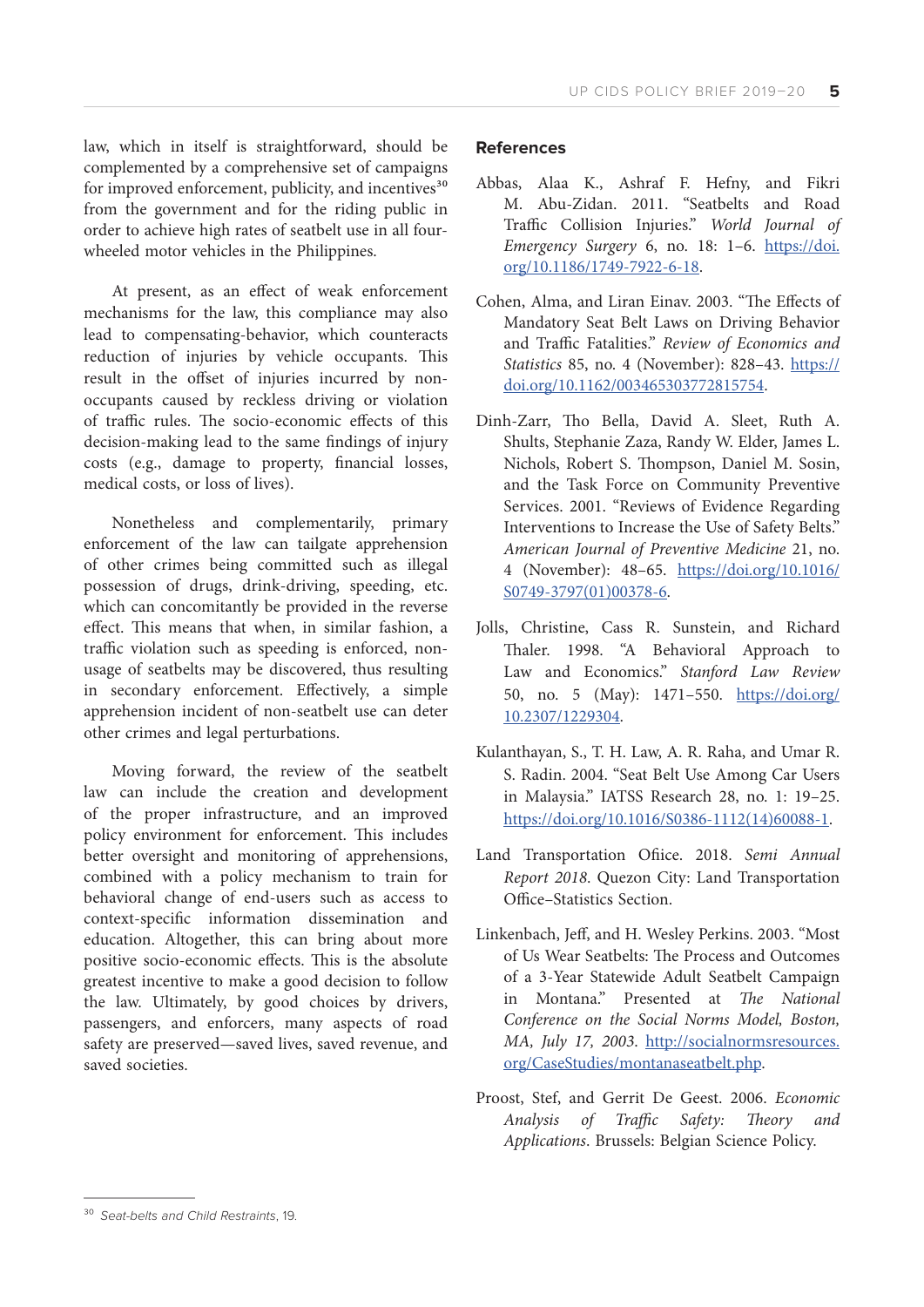law, which in itself is straightforward, should be complemented by a comprehensive set of campaigns for improved enforcement, publicity, and incentives[30] from the government and for the riding public in order to achieve high rates of seatbelt use in all four-wheeled motor vehicles in the Philippines.

At present, as an effect of weak enforcement mechanisms for the law, this compliance may also lead to compensating-behavior, which counteracts reduction of injuries by vehicle occupants. This result in the offset of injuries incurred by non-occupants caused by reckless driving or violation of traffic rules. The socio-economic effects of this decision-making lead to the same findings of injury costs (e.g., damage to property, financial losses, medical costs, or loss of lives).

Nonetheless and complementarily, primary enforcement of the law can tailgate apprehension of other crimes being committed such as illegal possession of drugs, drink-driving, speeding, etc. which can concomitantly be provided in the reverse effect. This means that when, in similar fashion, a traffic violation such as speeding is enforced, non-usage of seatbelts may be discovered, thus resulting in secondary enforcement. Effectively, a simple apprehension incident of non-seatbelt use can deter other crimes and legal perturbations.

Moving forward, the review of the seatbelt law can include the creation and development of the proper infrastructure, and an improved policy environment for enforcement. This includes better oversight and monitoring of apprehensions, combined with a policy mechanism to train for behavioral change of end-users such as access to context-specific information dissemination and education. Altogether, this can bring about more positive socio-economic effects. This is the absolute greatest incentive to make a good decision to follow the law. Ultimately, by good choices by drivers, passengers, and enforcers, many aspects of road safety are preserved—saved lives, saved revenue, and saved societies.

## References

Abbas, Alaa K., Ashraf F. Hefny, and Fikri M. Abu-Zidan. 2011. "Seatbelts and Road Traffic Collision Injuries." *World Journal of Emergency Surgery* 6, no. 18: 1–6. https://doi.org/10.1186/1749-7922-6-18.

Cohen, Alma, and Liran Einav. 2003. "The Effects of Mandatory Seat Belt Laws on Driving Behavior and Traffic Fatalities." *Review of Economics and Statistics* 85, no. 4 (November): 828–43. https://doi.org/10.1162/003465303772815754.

Dinh-Zarr, Tho Bella, David A. Sleet, Ruth A. Shults, Stephanie Zaza, Randy W. Elder, James L. Nichols, Robert S. Thompson, Daniel M. Sosin, and the Task Force on Community Preventive Services. 2001. "Reviews of Evidence Regarding Interventions to Increase the Use of Safety Belts." *American Journal of Preventive Medicine* 21, no. 4 (November): 48–65. https://doi.org/10.1016/S0749-3797(01)00378-6.

Jolls, Christine, Cass R. Sunstein, and Richard Thaler. 1998. "A Behavioral Approach to Law and Economics." *Stanford Law Review* 50, no. 5 (May): 1471–550. https://doi.org/10.2307/1229304.

Kulanthayan, S., T. H. Law, A. R. Raha, and Umar R. S. Radin. 2004. "Seat Belt Use Among Car Users in Malaysia." IATSS Research 28, no. 1: 19–25. https://doi.org/10.1016/S0386-1112(14)60088-1.

Land Transportation Ofiice. 2018. *Semi Annual Report 2018*. Quezon City: Land Transportation Office–Statistics Section.

Linkenbach, Jeff, and H. Wesley Perkins. 2003. "Most of Us Wear Seatbelts: The Process and Outcomes of a 3-Year Statewide Adult Seatbelt Campaign in Montana." Presented at *The National Conference on the Social Norms Model, Boston, MA, July 17, 2003*. http://socialnormsresources.org/CaseStudies/montanaseatbelt.php.

Proost, Stef, and Gerrit De Geest. 2006. *Economic Analysis of Traffic Safety: Theory and Applications*. Brussels: Belgian Science Policy.

[30] *Seat-belts and Child Restraints*, 19.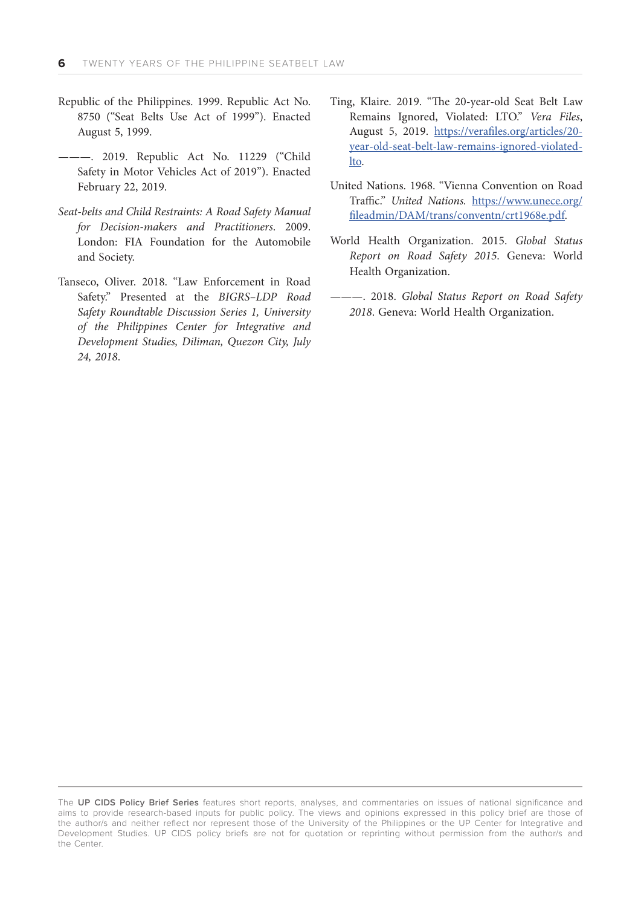Republic of the Philippines. 1999. Republic Act No. 8750 ("Seat Belts Use Act of 1999"). Enacted August 5, 1999.

———. 2019. Republic Act No. 11229 ("Child Safety in Motor Vehicles Act of 2019"). Enacted February 22, 2019.

*Seat-belts and Child Restraints: A Road Safety Manual for Decision-makers and Practitioners*. 2009. London: FIA Foundation for the Automobile and Society.

Tanseco, Oliver. 2018. "Law Enforcement in Road Safety." Presented at the *BIGRS–LDP Road Safety Roundtable Discussion Series 1, University of the Philippines Center for Integrative and Development Studies, Diliman, Quezon City, July 24, 2018*.

Ting, Klaire. 2019. "The 20-year-old Seat Belt Law Remains Ignored, Violated: LTO." *Vera Files*, August 5, 2019. [https://verafiles.org/articles/20-year-old-seat-belt-law-remains-ignored-violated-lto](https://verafiles.org/articles/20-year-old-seat-belt-law-remains-ignored-violated-lto).

United Nations. 1968. "Vienna Convention on Road Traffic." *United Nations*. [https://www.unece.org/fileadmin/DAM/trans/conventn/crt1968e.pdf](https://www.unece.org/fileadmin/DAM/trans/conventn/crt1968e.pdf).

World Health Organization. 2015. *Global Status Report on Road Safety 2015*. Geneva: World Health Organization.

———. 2018. *Global Status Report on Road Safety 2018*. Geneva: World Health Organization.

---

The **UP CIDS Policy Brief Series** features short reports, analyses, and commentaries on issues of national significance and aims to provide research-based inputs for public policy. The views and opinions expressed in this policy brief are those of the author/s and neither reflect nor represent those of the University of the Philippines or the UP Center for Integrative and Development Studies. UP CIDS policy briefs are not for quotation or reprinting without permission from the author/s and the Center.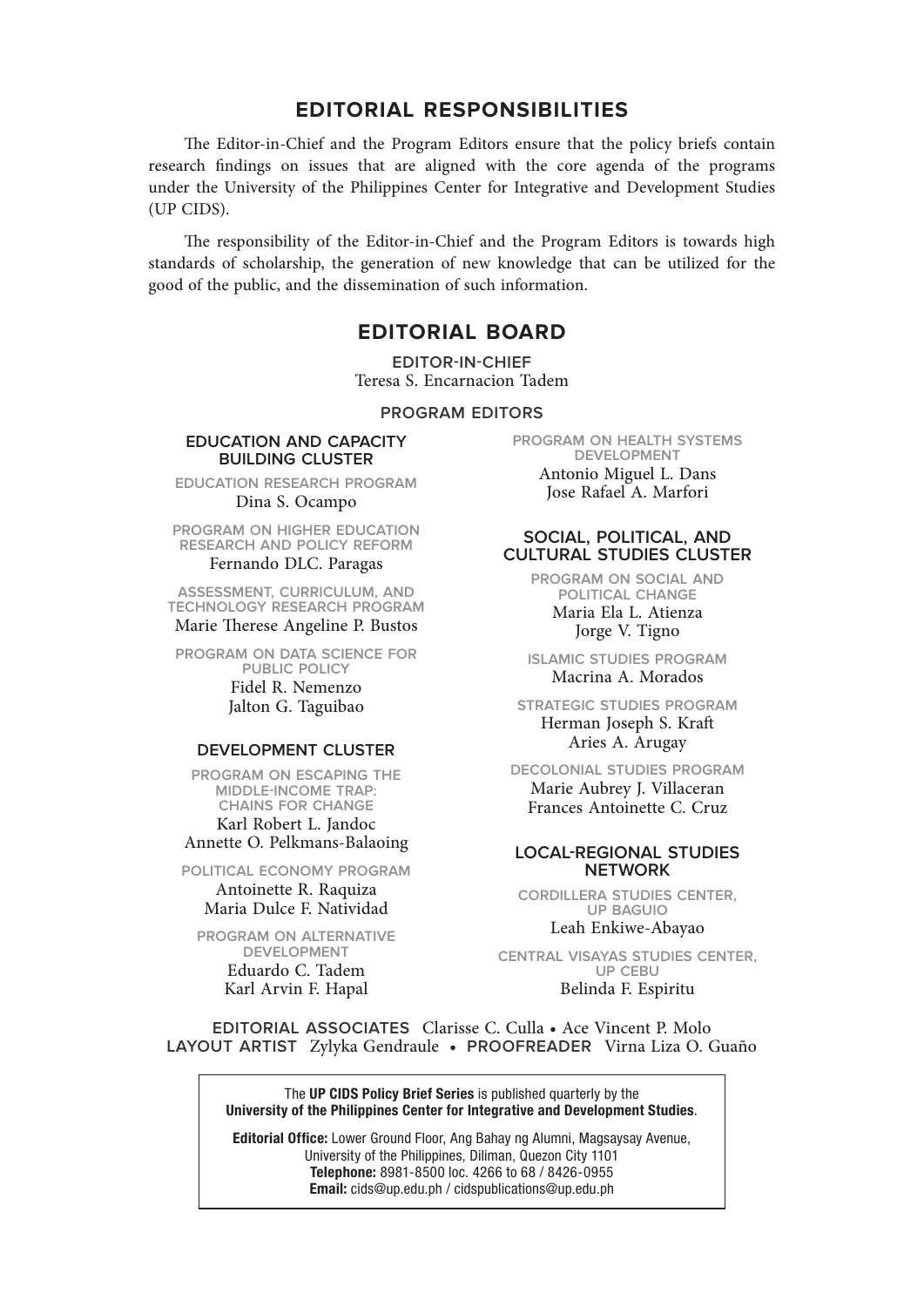## EDITORIAL RESPONSIBILITIES

The Editor-in-Chief and the Program Editors ensure that the policy briefs contain research findings on issues that are aligned with the core agenda of the programs under the University of the Philippines Center for Integrative and Development Studies (UP CIDS).

The responsibility of the Editor-in-Chief and the Program Editors is towards high standards of scholarship, the generation of new knowledge that can be utilized for the good of the public, and the dissemination of such information.

## EDITORIAL BOARD

EDITOR-IN-CHIEF
Teresa S. Encarnacion Tadem

PROGRAM EDITORS

### EDUCATION AND CAPACITY BUILDING CLUSTER

EDUCATION RESEARCH PROGRAM
Dina S. Ocampo

PROGRAM ON HIGHER EDUCATION RESEARCH AND POLICY REFORM
Fernando DLC. Paragas

ASSESSMENT, CURRICULUM, AND TECHNOLOGY RESEARCH PROGRAM
Marie Therese Angeline P. Bustos

PROGRAM ON DATA SCIENCE FOR PUBLIC POLICY
Fidel R. Nemenzo
Jalton G. Taguibao

### DEVELOPMENT CLUSTER

PROGRAM ON ESCAPING THE MIDDLE-INCOME TRAP: CHAINS FOR CHANGE
Karl Robert L. Jandoc
Annette O. Pelkmans-Balaoing

POLITICAL ECONOMY PROGRAM
Antoinette R. Raquiza
Maria Dulce F. Natividad

PROGRAM ON ALTERNATIVE DEVELOPMENT
Eduardo C. Tadem
Karl Arvin F. Hapal

PROGRAM ON HEALTH SYSTEMS DEVELOPMENT
Antonio Miguel L. Dans
Jose Rafael A. Marfori

### SOCIAL, POLITICAL, AND CULTURAL STUDIES CLUSTER

PROGRAM ON SOCIAL AND POLITICAL CHANGE
Maria Ela L. Atienza
Jorge V. Tigno

ISLAMIC STUDIES PROGRAM
Macrina A. Morados

STRATEGIC STUDIES PROGRAM
Herman Joseph S. Kraft
Aries A. Arugay

DECOLONIAL STUDIES PROGRAM
Marie Aubrey J. Villaceran
Frances Antoinette C. Cruz

### LOCAL-REGIONAL STUDIES NETWORK

CORDILLERA STUDIES CENTER, UP BAGUIO
Leah Enkiwe-Abayao

CENTRAL VISAYAS STUDIES CENTER, UP CEBU
Belinda F. Espiritu

EDITORIAL ASSOCIATES Clarisse C. Culla • Ace Vincent P. Molo
LAYOUT ARTIST Zylyka Gendraule • PROOFREADER Virna Liza O. Guaño

The **UP CIDS Policy Brief Series** is published quarterly by the **University of the Philippines Center for Integrative and Development Studies**.

**Editorial Office:** Lower Ground Floor, Ang Bahay ng Alumni, Magsaysay Avenue, University of the Philippines, Diliman, Quezon City 1101
**Telephone:** 8981-8500 loc. 4266 to 68 / 8426-0955
**Email:** cids@up.edu.ph / cidspublications@up.edu.ph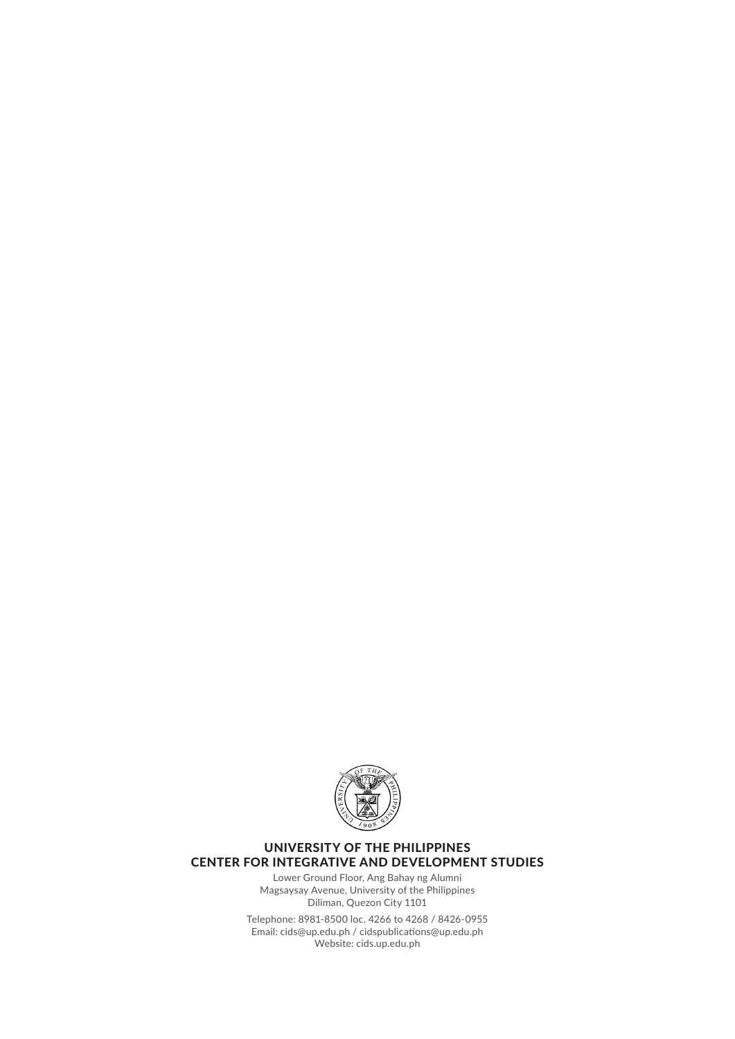**UNIVERSITY OF THE PHILIPPINES**
**CENTER FOR INTEGRATIVE AND DEVELOPMENT STUDIES**

Lower Ground Floor, Ang Bahay ng Alumni
Magsaysay Avenue, University of the Philippines
Diliman, Quezon City 1101

Telephone: 8981-8500 loc. 4266 to 4268 / 8426-0955
Email: cids@up.edu.ph / cidspublications@up.edu.ph
Website: cids.up.edu.ph